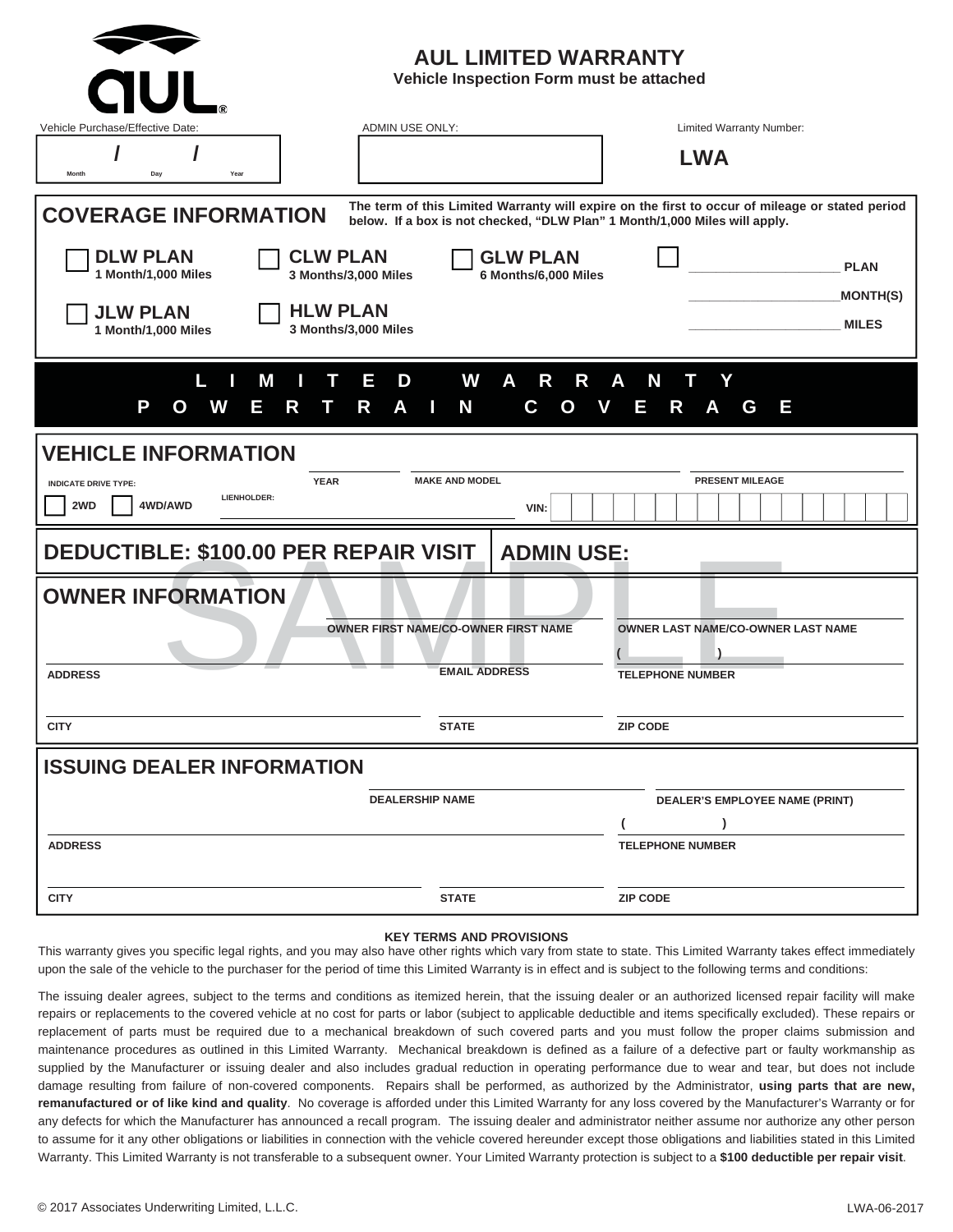aul®

# AUL LIMITED WARRANTY

**Vehicle Inspection Form must be attached**

| Vehicle Purchase/Effective Date: | ADMIN USE ONLY: | Limited Warranty Number: |
|---|---|---|
| / / (Month Day Year) | | LWA |

## COVERAGE INFORMATION

**The term of this Limited Warranty will expire on the first to occur of mileage or stated period below. If a box is not checked, "DLW Plan" 1 Month/1,000 Miles will apply.**

- ☐ **DLW PLAN** 1 Month/1,000 Miles
- ☐ **CLW PLAN** 3 Months/3,000 Miles
- ☐ **GLW PLAN** 6 Months/6,000 Miles
- ☐ ____________ PLAN ____________ MONTH(S) ____________ MILES
- ☐ **JLW PLAN** 1 Month/1,000 Miles
- ☐ **HLW PLAN** 3 Months/3,000 Miles

## LIMITED WARRANTY POWERTRAIN COVERAGE

## VEHICLE INFORMATION

INDICATE DRIVE TYPE: ☐ 2WD ☐ 4WD/AWD

YEAR ______ MAKE AND MODEL ______ PRESENT MILEAGE ______

LIENHOLDER: ______ VIN: ______

## DEDUCTIBLE: $100.00 PER REPAIR VISIT

## ADMIN USE:

SAMPLE

## OWNER INFORMATION

OWNER FIRST NAME/CO-OWNER FIRST NAME ______ OWNER LAST NAME/CO-OWNER LAST NAME ______

ADDRESS ______ EMAIL ADDRESS ______ TELEPHONE NUMBER ( )

CITY ______ STATE ______ ZIP CODE ______

## ISSUING DEALER INFORMATION

DEALERSHIP NAME ______ DEALER'S EMPLOYEE NAME (PRINT) ______

ADDRESS ______ TELEPHONE NUMBER ( )

CITY ______ STATE ______ ZIP CODE ______

### KEY TERMS AND PROVISIONS

This warranty gives you specific legal rights, and you may also have other rights which vary from state to state. This Limited Warranty takes effect immediately upon the sale of the vehicle to the purchaser for the period of time this Limited Warranty is in effect and is subject to the following terms and conditions:

The issuing dealer agrees, subject to the terms and conditions as itemized herein, that the issuing dealer or an authorized licensed repair facility will make repairs or replacements to the covered vehicle at no cost for parts or labor (subject to applicable deductible and items specifically excluded). These repairs or replacement of parts must be required due to a mechanical breakdown of such covered parts and you must follow the proper claims submission and maintenance procedures as outlined in this Limited Warranty. Mechanical breakdown is defined as a failure of a defective part or faulty workmanship as supplied by the Manufacturer or issuing dealer and also includes gradual reduction in operating performance due to wear and tear, but does not include damage resulting from failure of non-covered components. Repairs shall be performed, as authorized by the Administrator, **using parts that are new, remanufactured or of like kind and quality**. No coverage is afforded under this Limited Warranty for any loss covered by the Manufacturer's Warranty or for any defects for which the Manufacturer has announced a recall program. The issuing dealer and administrator neither assume nor authorize any other person to assume for it any other obligations or liabilities in connection with the vehicle covered hereunder except those obligations and liabilities stated in this Limited Warranty. This Limited Warranty is not transferable to a subsequent owner. Your Limited Warranty protection is subject to a **$100 deductible per repair visit**.

© 2017 Associates Underwriting Limited, L.L.C. LWA-06-2017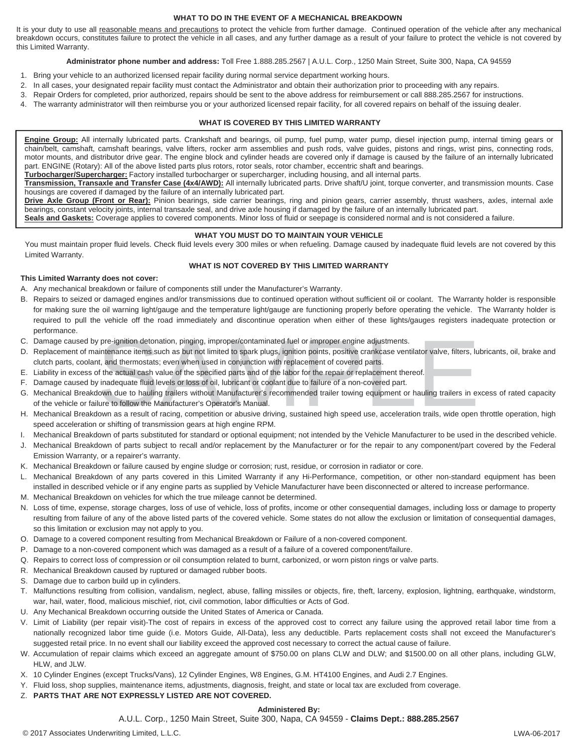## WHAT TO DO IN THE EVENT OF A MECHANICAL BREAKDOWN

It is your duty to use all reasonable means and precautions to protect the vehicle from further damage. Continued operation of the vehicle after any mechanical breakdown occurs, constitutes failure to protect the vehicle in all cases, and any further damage as a result of your failure to protect the vehicle is not covered by this Limited Warranty.

**Administrator phone number and address:** Toll Free 1.888.285.2567 | A.U.L. Corp., 1250 Main Street, Suite 300, Napa, CA 94559

1. Bring your vehicle to an authorized licensed repair facility during normal service department working hours.
2. In all cases, your designated repair facility must contact the Administrator and obtain their authorization prior to proceeding with any repairs.
3. Repair Orders for completed, prior authorized, repairs should be sent to the above address for reimbursement or call 888.285.2567 for instructions.
4. The warranty administrator will then reimburse you or your authorized licensed repair facility, for all covered repairs on behalf of the issuing dealer.

## WHAT IS COVERED BY THIS LIMITED WARRANTY

**Engine Group:** All internally lubricated parts. Crankshaft and bearings, oil pump, fuel pump, water pump, diesel injection pump, internal timing gears or chain/belt, camshaft, camshaft bearings, valve lifters, rocker arm assemblies and push rods, valve guides, pistons and rings, wrist pins, connecting rods, motor mounts, and distributor drive gear. The engine block and cylinder heads are covered only if damage is caused by the failure of an internally lubricated part. ENGINE (Rotary): All of the above listed parts plus rotors, rotor seals, rotor chamber, eccentric shaft and bearings.
**Turbocharger/Supercharger:** Factory installed turbocharger or supercharger, including housing, and all internal parts.
**Transmission, Transaxle and Transfer Case (4x4/AWD):** All internally lubricated parts. Drive shaft/U joint, torque converter, and transmission mounts. Case housings are covered if damaged by the failure of an internally lubricated part.
**Drive Axle Group (Front or Rear):** Pinion bearings, side carrier bearings, ring and pinion gears, carrier assembly, thrust washers, axles, internal axle bearings, constant velocity joints, internal transaxle seal, and drive axle housing if damaged by the failure of an internally lubricated part.
**Seals and Gaskets:** Coverage applies to covered components. Minor loss of fluid or seepage is considered normal and is not considered a failure.

## WHAT YOU MUST DO TO MAINTAIN YOUR VEHICLE

You must maintain proper fluid levels. Check fluid levels every 300 miles or when refueling. Damage caused by inadequate fluid levels are not covered by this Limited Warranty.

## WHAT IS NOT COVERED BY THIS LIMITED WARRANTY

**This Limited Warranty does not cover:**

A. Any mechanical breakdown or failure of components still under the Manufacturer's Warranty.
B. Repairs to seized or damaged engines and/or transmissions due to continued operation without sufficient oil or coolant. The Warranty holder is responsible for making sure the oil warning light/gauge and the temperature light/gauge are functioning properly before operating the vehicle. The Warranty holder is required to pull the vehicle off the road immediately and discontinue operation when either of these lights/gauges registers inadequate protection or performance.
C. Damage caused by pre-ignition detonation, pinging, improper/contaminated fuel or improper engine adjustments.
D. Replacement of maintenance items such as but not limited to spark plugs, ignition points, positive crankcase ventilator valve, filters, lubricants, oil, brake and clutch parts, coolant, and thermostats; even when used in conjunction with replacement of covered parts.
E. Liability in excess of the actual cash value of the specified parts and of the labor for the repair or replacement thereof.
F. Damage caused by inadequate fluid levels or loss of oil, lubricant or coolant due to failure of a non-covered part.
G. Mechanical Breakdown due to hauling trailers without Manufacturer's recommended trailer towing equipment or hauling trailers in excess of rated capacity of the vehicle or failure to follow the Manufacturer's Operator's Manual.
H. Mechanical Breakdown as a result of racing, competition or abusive driving, sustained high speed use, acceleration trails, wide open throttle operation, high speed acceleration or shifting of transmission gears at high engine RPM.
I. Mechanical Breakdown of parts substituted for standard or optional equipment; not intended by the Vehicle Manufacturer to be used in the described vehicle.
J. Mechanical Breakdown of parts subject to recall and/or replacement by the Manufacturer or for the repair to any component/part covered by the Federal Emission Warranty, or a repairer's warranty.
K. Mechanical Breakdown or failure caused by engine sludge or corrosion; rust, residue, or corrosion in radiator or core.
L. Mechanical Breakdown of any parts covered in this Limited Warranty if any Hi-Performance, competition, or other non-standard equipment has been installed in described vehicle or if any engine parts as supplied by Vehicle Manufacturer have been disconnected or altered to increase performance.
M. Mechanical Breakdown on vehicles for which the true mileage cannot be determined.
N. Loss of time, expense, storage charges, loss of use of vehicle, loss of profits, income or other consequential damages, including loss or damage to property resulting from failure of any of the above listed parts of the covered vehicle. Some states do not allow the exclusion or limitation of consequential damages, so this limitation or exclusion may not apply to you.
O. Damage to a covered component resulting from Mechanical Breakdown or Failure of a non-covered component.
P. Damage to a non-covered component which was damaged as a result of a failure of a covered component/failure.
Q. Repairs to correct loss of compression or oil consumption related to burnt, carbonized, or worn piston rings or valve parts.
R. Mechanical Breakdown caused by ruptured or damaged rubber boots.
S. Damage due to carbon build up in cylinders.
T. Malfunctions resulting from collision, vandalism, neglect, abuse, falling missiles or objects, fire, theft, larceny, explosion, lightning, earthquake, windstorm, war, hail, water, flood, malicious mischief, riot, civil commotion, labor difficulties or Acts of God.
U. Any Mechanical Breakdown occurring outside the United States of America or Canada.
V. Limit of Liability (per repair visit)-The cost of repairs in excess of the approved cost to correct any failure using the approved retail labor time from a nationally recognized labor time guide (i.e. Motors Guide, All-Data), less any deductible. Parts replacement costs shall not exceed the Manufacturer's suggested retail price. In no event shall our liability exceed the approved cost necessary to correct the actual cause of failure.
W. Accumulation of repair claims which exceed an aggregate amount of $750.00 on plans CLW and DLW; and $1500.00 on all other plans, including GLW, HLW, and JLW.
X. 10 Cylinder Engines (except Trucks/Vans), 12 Cylinder Engines, W8 Engines, G.M. HT4100 Engines, and Audi 2.7 Engines.
Y. Fluid loss, shop supplies, maintenance items, adjustments, diagnosis, freight, and state or local tax are excluded from coverage.
Z. **PARTS THAT ARE NOT EXPRESSLY LISTED ARE NOT COVERED.**

**Administered By:**
A.U.L. Corp., 1250 Main Street, Suite 300, Napa, CA 94559 - **Claims Dept.: 888.285.2567**

© 2017 Associates Underwriting Limited, L.L.C.

LWA-06-2017